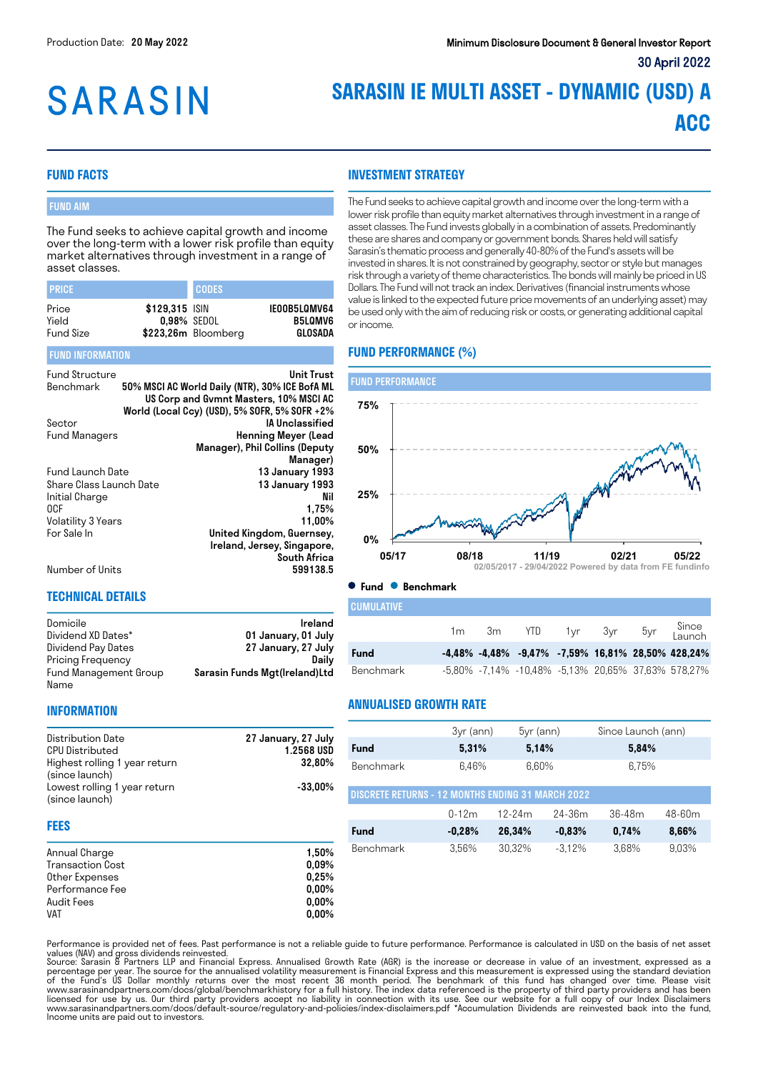Production Date: 20 May 2022

Minimum Disclosure Document & General Investor Report

30 April 2022

# SARASIN

# SARASIN IE MULTI ASSET - DYNAMIC (USD) A ACC

## FUND FACTS

### FUND AIM

The Fund seeks to achieve capital growth and income over the long-term with a lower risk profile than equity market alternatives through investment in a range of asset classes.

| PRICE | | CODES | |
|---|---|---|---|
| Price | $129,315 | ISIN | IE00B5LQMV64 |
| Yield | 0,98% | SEDOL | B5LQMV6 |
| Fund Size | $223,26m | Bloomberg | GLOSADA |

### FUND INFORMATION

| | |
|---|---|
| Fund Structure | Unit Trust |
| Benchmark | 50% MSCI AC World Daily (NTR), 30% ICE BofA ML US Corp and Gvmnt Masters, 10% MSCI AC World (Local Ccy) (USD), 5% SOFR, 5% SOFR +2% |
| Sector | IA Unclassified |
| Fund Managers | Henning Meyer (Lead Manager), Phil Collins (Deputy Manager) |
| Fund Launch Date | 13 January 1993 |
| Share Class Launch Date | 13 January 1993 |
| Initial Charge | Nil |
| OCF | 1,75% |
| Volatility 3 Years | 11,00% |
| For Sale In | United Kingdom, Guernsey, Ireland, Jersey, Singapore, South Africa |
| Number of Units | 599138.5 |

## TECHNICAL DETAILS

| | |
|---|---|
| Domicile | Ireland |
| Dividend XD Dates* | 01 January, 01 July |
| Dividend Pay Dates | 27 January, 27 July |
| Pricing Frequency | Daily |
| Fund Management Group Name | Sarasin Funds Mgt(Ireland)Ltd |

## INFORMATION

| | |
|---|---|
| Distribution Date | 27 January, 27 July |
| CPU Distributed | 1.2568 USD |
| Highest rolling 1 year return (since launch) | 32,80% |
| Lowest rolling 1 year return (since launch) | -33,00% |

## FEES

| | |
|---|---|
| Annual Charge | 1,50% |
| Transaction Cost | 0,09% |
| Other Expenses | 0,25% |
| Performance Fee | 0,00% |
| Audit Fees | 0,00% |
| VAT | 0,00% |

## INVESTMENT STRATEGY

The Fund seeks to achieve capital growth and income over the long-term with a lower risk profile than equity market alternatives through investment in a range of asset classes. The Fund invests globally in a combination of assets. Predominantly these are shares and company or government bonds. Shares held will satisfy Sarasin's thematic process and generally 40-80% of the Fund's assets will be invested in shares. It is not constrained by geography, sector or style but manages risk through a variety of theme characteristics. The bonds will mainly be priced in US Dollars. The Fund will not track an index. Derivatives (financial instruments whose value is linked to the expected future price movements of an underlying asset) may be used only with the aim of reducing risk or costs, or generating additional capital or income.

## FUND PERFORMANCE (%)

### FUND PERFORMANCE

02/05/2017 - 29/04/2022 Powered by data from FE fundinfo

● Fund ● Benchmark

### CUMULATIVE

| | 1m | 3m | YTD | 1yr | 3yr | 5yr | Since Launch |
|---|---|---|---|---|---|---|---|
| **Fund** | **-4,48%** | **-4,48%** | **-9,47%** | **-7,59%** | **16,81%** | **28,50%** | **428,24%** |
| Benchmark | -5,80% | -7,14% | -10,48% | -5,13% | 20,65% | 37,63% | 578,27% |

## ANNUALISED GROWTH RATE

| | 3yr (ann) | 5yr (ann) | Since Launch (ann) |
|---|---|---|---|
| **Fund** | **5,31%** | **5,14%** | **5,84%** |
| Benchmark | 6,46% | 6,60% | 6,75% |

### DISCRETE RETURNS - 12 MONTHS ENDING 31 MARCH 2022

| | 0-12m | 12-24m | 24-36m | 36-48m | 48-60m |
|---|---|---|---|---|---|
| **Fund** | **-0,28%** | **26,34%** | **-0,83%** | **0,74%** | **8,66%** |
| Benchmark | 3,56% | 30,32% | -3,12% | 3,68% | 9,03% |

Performance is provided net of fees. Past performance is not a reliable guide to future performance. Performance is calculated in USD on the basis of net asset values (NAV) and gross dividends reinvested.
Source: Sarasin & Partners LLP and Financial Express. Annualised Growth Rate (AGR) is the increase or decrease in value of an investment, expressed as a percentage per year. The source for the annualised volatility measurement is Financial Express and this measurement is expressed using the standard deviation of the Fund's US Dollar monthly returns over the most recent 36 month period. The benchmark of this fund has changed over time. Please visit www.sarasinandpartners.com/docs/global/benchmarkhistory for a full history. The index data referenced is the property of third party providers and has been licensed for use by us. Our third party providers accept no liability in connection with its use. See our website for a full copy of our Index Disclaimers www.sarasinandpartners.com/docs/default-source/regulatory-and-policies/index-disclaimers.pdf *Accumulation Dividends are reinvested back into the fund, Income units are paid out to investors.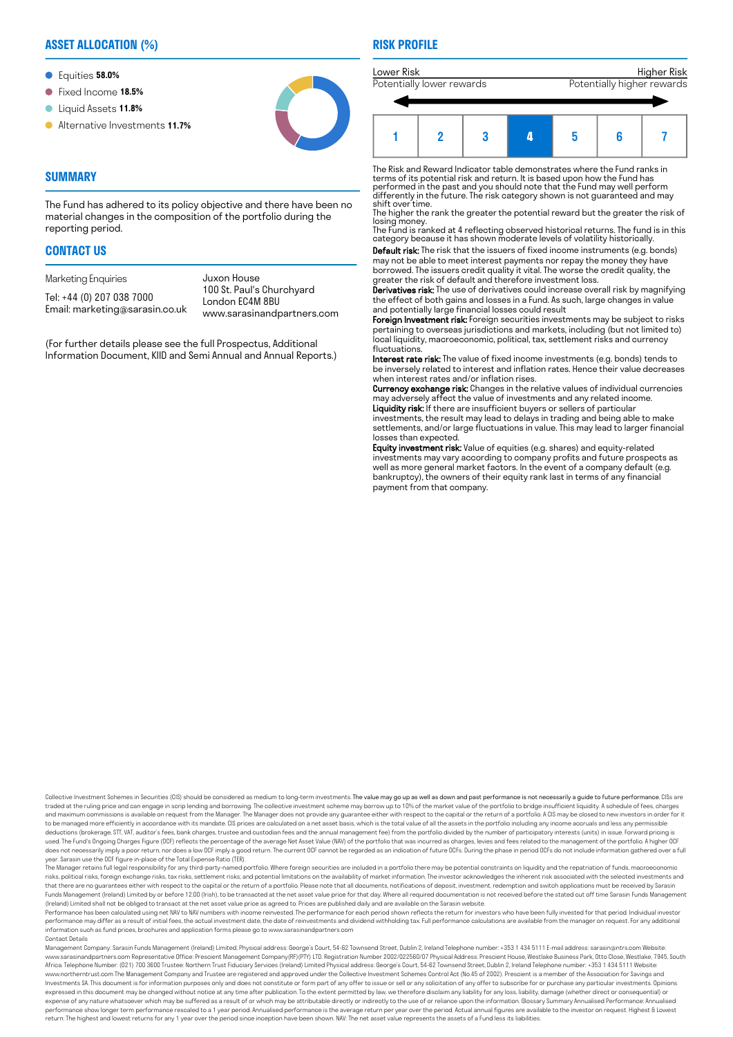## ASSET ALLOCATION (%)

- Equities **58.0%**
- Fixed Income **18.5%**
- Liquid Assets **11.8%**
- Alternative Investments **11.7%**

## SUMMARY

The Fund has adhered to its policy objective and there have been no material changes in the composition of the portfolio during the reporting period.

## CONTACT US

Marketing Enquiries

Tel: +44 (0) 207 038 7000
Email: marketing@sarasin.co.uk

Juxon House
100 St. Paul's Churchyard
London EC4M 8BU
www.sarasinandpartners.com

(For further details please see the full Prospectus, Additional Information Document, KIID and Semi Annual and Annual Reports.)

## RISK PROFILE

Lower Risk — Higher Risk
Potentially lower rewards — Potentially higher rewards

1 2 3 **4** 5 6 7

The Risk and Reward Indicator table demonstrates where the Fund ranks in terms of its potential risk and return. It is based upon how the Fund has performed in the past and you should note that the Fund may well perform differently in the future. The risk category shown is not guaranteed and may shift over time.

The higher the rank the greater the potential reward but the greater the risk of losing money.

The Fund is ranked at 4 reflecting observed historical returns. The fund is in this category because it has shown moderate levels of volatility historically.

**Default risk:** The risk that the issuers of fixed income instruments (e.g. bonds) may not be able to meet interest payments nor repay the money they have borrowed. The issuers credit quality it vital. The worse the credit quality, the greater the risk of default and therefore investment loss.

**Derivatives risk:** The use of derivatives could increase overall risk by magnifying the effect of both gains and losses in a Fund. As such, large changes in value and potentially large financial losses could result

**Foreign Investment risk:** Foreign securities investments may be subject to risks pertaining to overseas jurisdictions and markets, including (but not limited to) local liquidity, macroeconomic, political, tax, settlement risks and currency fluctuations.

**Interest rate risk:** The value of fixed income investments (e.g. bonds) tends to be inversely related to interest and inflation rates. Hence their value decreases when interest rates and/or inflation rises.

**Currency exchange risk:** Changes in the relative values of individual currencies may adversely affect the value of investments and any related income.

**Liquidity risk:** If there are insufficient buyers or sellers of particular investments, the result may lead to delays in trading and being able to make settlements, and/or large fluctuations in value. This may lead to larger financial losses than expected.

**Equity investment risk:** Value of equities (e.g. shares) and equity-related investments may vary according to company profits and future prospects as well as more general market factors. In the event of a company default (e.g. bankruptcy), the owners of their equity rank last in terms of any financial payment from that company.

Collective Investment Schemes in Securities (CIS) should be considered as medium to long-term investments. **The value may go up as well as down and past performance is not necessarily a guide to future performance.** CISs are traded at the ruling price and can engage in scrip lending and borrowing. The collective investment scheme may borrow up to 10% of the market value of the portfolio to bridge insufficient liquidity. A schedule of fees, charges and maximum commissions is available on request from the Manager. The Manager does not provide any guarantee either with respect to the capital or the return of a portfolio. A CIS may be closed to new investors in order for it to be managed more efficiently in accordance with its mandate. CIS prices are calculated on a net asset basis, which is the total value of all the assets in the portfolio including any income accruals and less any permissible deductions (brokerage, STT, VAT, auditor's fees, bank charges, trustee and custodian fees and the annual management fee) from the portfolio divided by the number of participatory interests (units) in issue. Forward pricing is used. The Fund's Ongoing Charges Figure (OCF) reflects the percentage of the average Net Asset Value (NAV) of the portfolio that was incurred as charges, levies and fees related to the management of the portfolio. A higher OCF does not necessarily imply a poor return, nor does a low OCF imply a good return. The current OCF cannot be regarded as an indication of future OCFs. During the phase in period OCFs do not include information gathered over a full year. Sarasin use the OCF figure in-place of the Total Expense Ratio (TER).

The Manager retains full legal responsibility for any third-party-named portfolio. Where foreign securities are included in a portfolio there may be potential constraints on liquidity and the repatriation of funds, macroeconomic risks, political risks, foreign exchange risks, tax risks, settlement risks; and potential limitations on the availability of market information. The investor acknowledges the inherent risk associated with the selected investments and that there are no guarantees either with respect to the capital or the return of a portfolio. Please note that all documents, notifications of deposit, investment, redemption and switch applications must be received by Sarasin Funds Management (Ireland) Limited by or before 12:00 (Irish), to be transacted at the net asset value price for that day. Where all required documentation is not received before the stated cut off time Sarasin Funds Management (Ireland) Limited shall not be obliged to transact at the net asset value price as agreed to. Prices are published daily and are available on the Sarasin website.

Performance has been calculated using net NAV to NAV numbers with income reinvested. The performance for each period shown reflects the return for investors who have been fully invested for that period. Individual investor performance may differ as a result of initial fees, the actual investment date, the date of reinvestments and dividend withholding tax. Full performance calculations are available from the manager on request. For any additional information such as fund prices, brochures and application forms please go to www.sarasinandpartners.com

Contact Details

Management Company: Sarasin Funds Management (Ireland) Limited, Physical address: George's Court, 54-62 Townsend Street, Dublin 2, Ireland Telephone number: +353 1 434 5111 E-mail address: sarasin@ntrs.com Website: www.sarasinandpartners.com Representative Office: Prescient Management Company(RF)(PTY) LTD. Registration Number 2002/022560/07 Physical Address: Prescient House, Westlake Business Park, Otto Close, Westlake, 7945, South Africa. Telephone Number: (021) 700 3600 Trustee: Northern Trust Fiduciary Services (Ireland) Limited Physical address: George's Court, 54-62 Townsend Street, Dublin 2, Ireland Telephone number: +353 1 434 5111 Website: www.northerntrust.com The Management Company and Trustee are registered and approved under the Collective Investment Schemes Control Act (No.45 of 2002). Prescient is a member of the Association for Savings and Investments SA. This document is for information purposes only and does not constitute or form part of any offer to issue or sell or any solicitation of any offer to subscribe for or purchase any particular investments. Opinions expressed in this document may be changed without notice at any time after publication. To the extent permitted by law, we therefore disclaim any liability for any loss, liability, damage (whether direct or consequential) or expense of any nature whatsoever which may be suffered as a result of or which may be attributable directly or indirectly to the use of or reliance upon the information. Glossary Summary Annualised Performance: Annualised performance show longer term performance rescaled to a 1 year period. Annualised performance is the average return per year over the period. Actual annual figures are available to the investor on request. Highest & Lowest return: The highest and lowest returns for any 1 year over the period since inception have been shown. NAV: The net asset value represents the assets of a Fund less its liabilities.